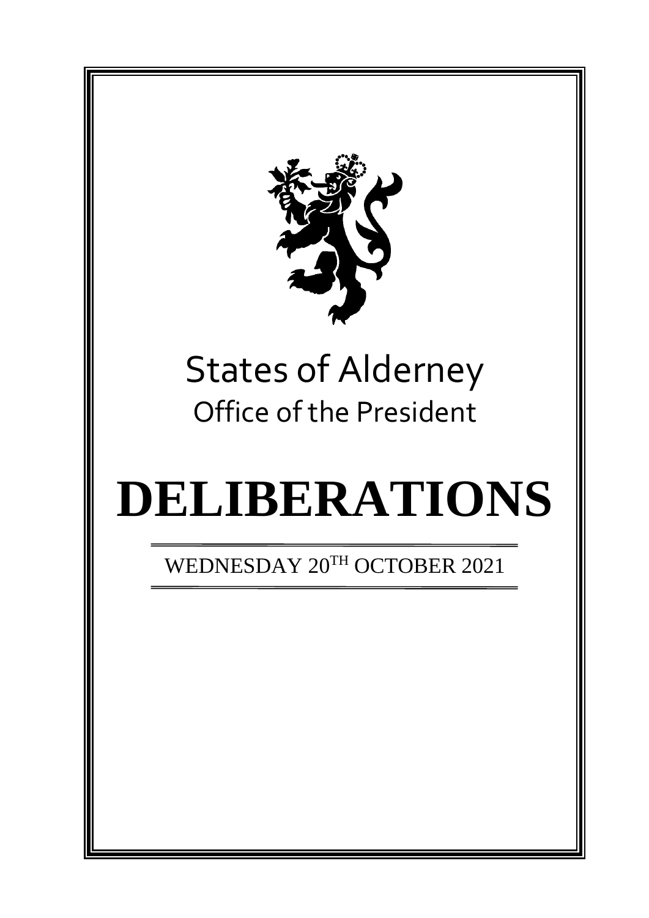# States of Alderney

## Office of the President

# DELIBERATIONS

WEDNESDAY 20TH OCTOBER 2021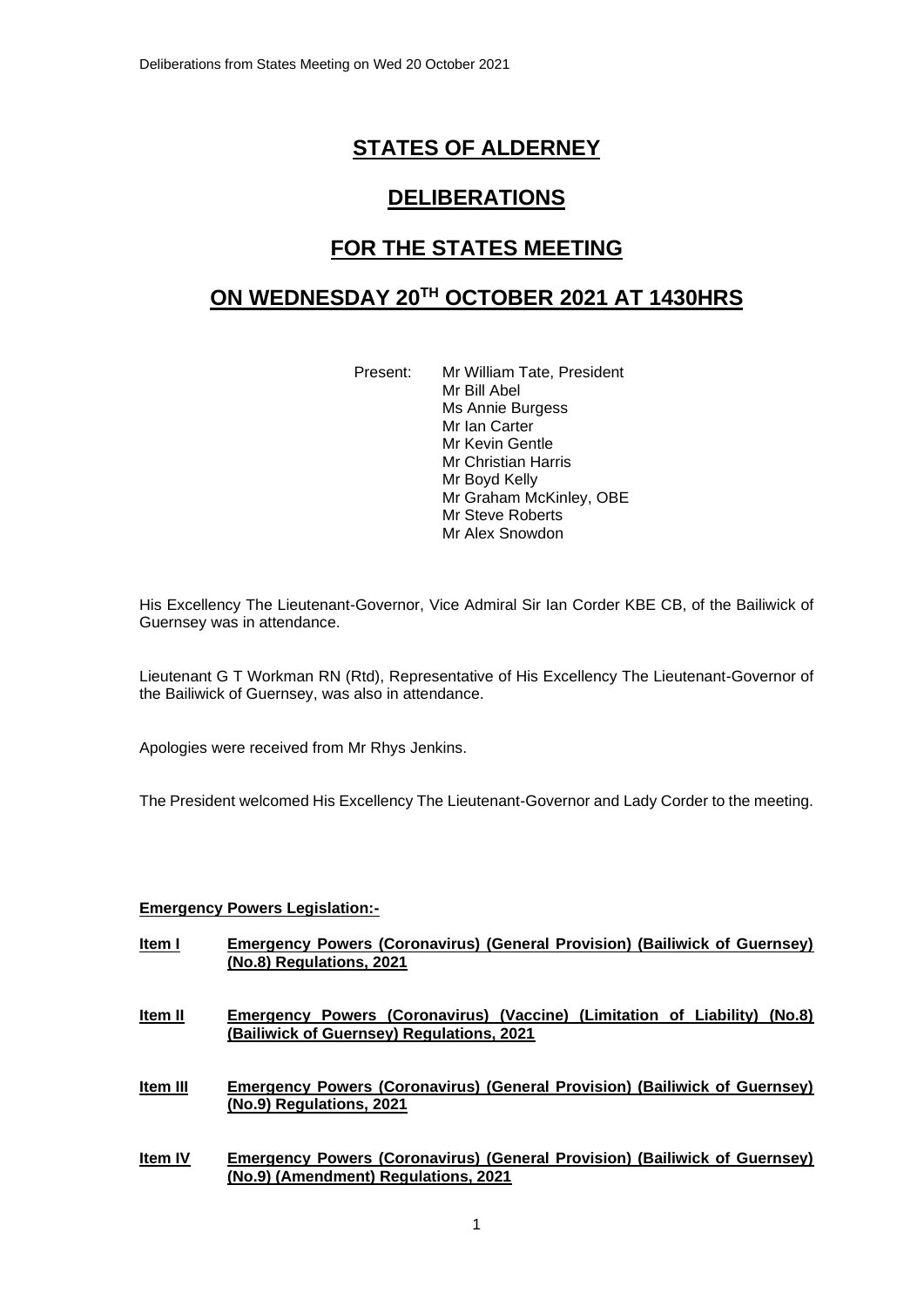# STATES OF ALDERNEY

## DELIBERATIONS

## FOR THE STATES MEETING

## ON WEDNESDAY 20TH OCTOBER 2021 AT 1430HRS

Present: Mr William Tate, President
Mr Bill Abel
Ms Annie Burgess
Mr Ian Carter
Mr Kevin Gentle
Mr Christian Harris
Mr Boyd Kelly
Mr Graham McKinley, OBE
Mr Steve Roberts
Mr Alex Snowdon

His Excellency The Lieutenant-Governor, Vice Admiral Sir Ian Corder KBE CB, of the Bailiwick of Guernsey was in attendance.

Lieutenant G T Workman RN (Rtd), Representative of His Excellency The Lieutenant-Governor of the Bailiwick of Guernsey, was also in attendance.

Apologies were received from Mr Rhys Jenkins.

The President welcomed His Excellency The Lieutenant-Governor and Lady Corder to the meeting.

**Emergency Powers Legislation:-**

**Item I Emergency Powers (Coronavirus) (General Provision) (Bailiwick of Guernsey) (No.8) Regulations, 2021**

**Item II Emergency Powers (Coronavirus) (Vaccine) (Limitation of Liability) (No.8) (Bailiwick of Guernsey) Regulations, 2021**

**Item III Emergency Powers (Coronavirus) (General Provision) (Bailiwick of Guernsey) (No.9) Regulations, 2021**

**Item IV Emergency Powers (Coronavirus) (General Provision) (Bailiwick of Guernsey) (No.9) (Amendment) Regulations, 2021**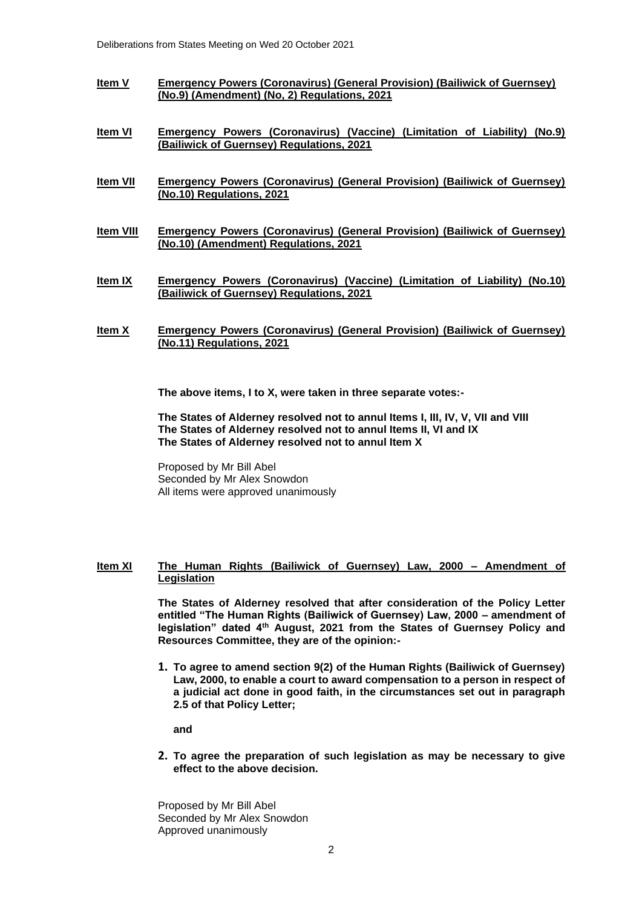**Item V** **Emergency Powers (Coronavirus) (General Provision) (Bailiwick of Guernsey) (No.9) (Amendment) (No, 2) Regulations, 2021**

**Item VI** **Emergency Powers (Coronavirus) (Vaccine) (Limitation of Liability) (No.9) (Bailiwick of Guernsey) Regulations, 2021**

**Item VII** **Emergency Powers (Coronavirus) (General Provision) (Bailiwick of Guernsey) (No.10) Regulations, 2021**

**Item VIII** **Emergency Powers (Coronavirus) (General Provision) (Bailiwick of Guernsey) (No.10) (Amendment) Regulations, 2021**

**Item IX** **Emergency Powers (Coronavirus) (Vaccine) (Limitation of Liability) (No.10) (Bailiwick of Guernsey) Regulations, 2021**

**Item X** **Emergency Powers (Coronavirus) (General Provision) (Bailiwick of Guernsey) (No.11) Regulations, 2021**

**The above items, I to X, were taken in three separate votes:-**

**The States of Alderney resolved not to annul Items I, III, IV, V, VII and VIII**
**The States of Alderney resolved not to annul Items II, VI and IX**
**The States of Alderney resolved not to annul Item X**

Proposed by Mr Bill Abel
Seconded by Mr Alex Snowdon
All items were approved unanimously

**Item XI** **The Human Rights (Bailiwick of Guernsey) Law, 2000 – Amendment of Legislation**

**The States of Alderney resolved that after consideration of the Policy Letter entitled "The Human Rights (Bailiwick of Guernsey) Law, 2000 – amendment of legislation" dated 4th August, 2021 from the States of Guernsey Policy and Resources Committee, they are of the opinion:-**

1. **To agree to amend section 9(2) of the Human Rights (Bailiwick of Guernsey) Law, 2000, to enable a court to award compensation to a person in respect of a judicial act done in good faith, in the circumstances set out in paragraph 2.5 of that Policy Letter;**

   **and**

2. **To agree the preparation of such legislation as may be necessary to give effect to the above decision.**

Proposed by Mr Bill Abel
Seconded by Mr Alex Snowdon
Approved unanimously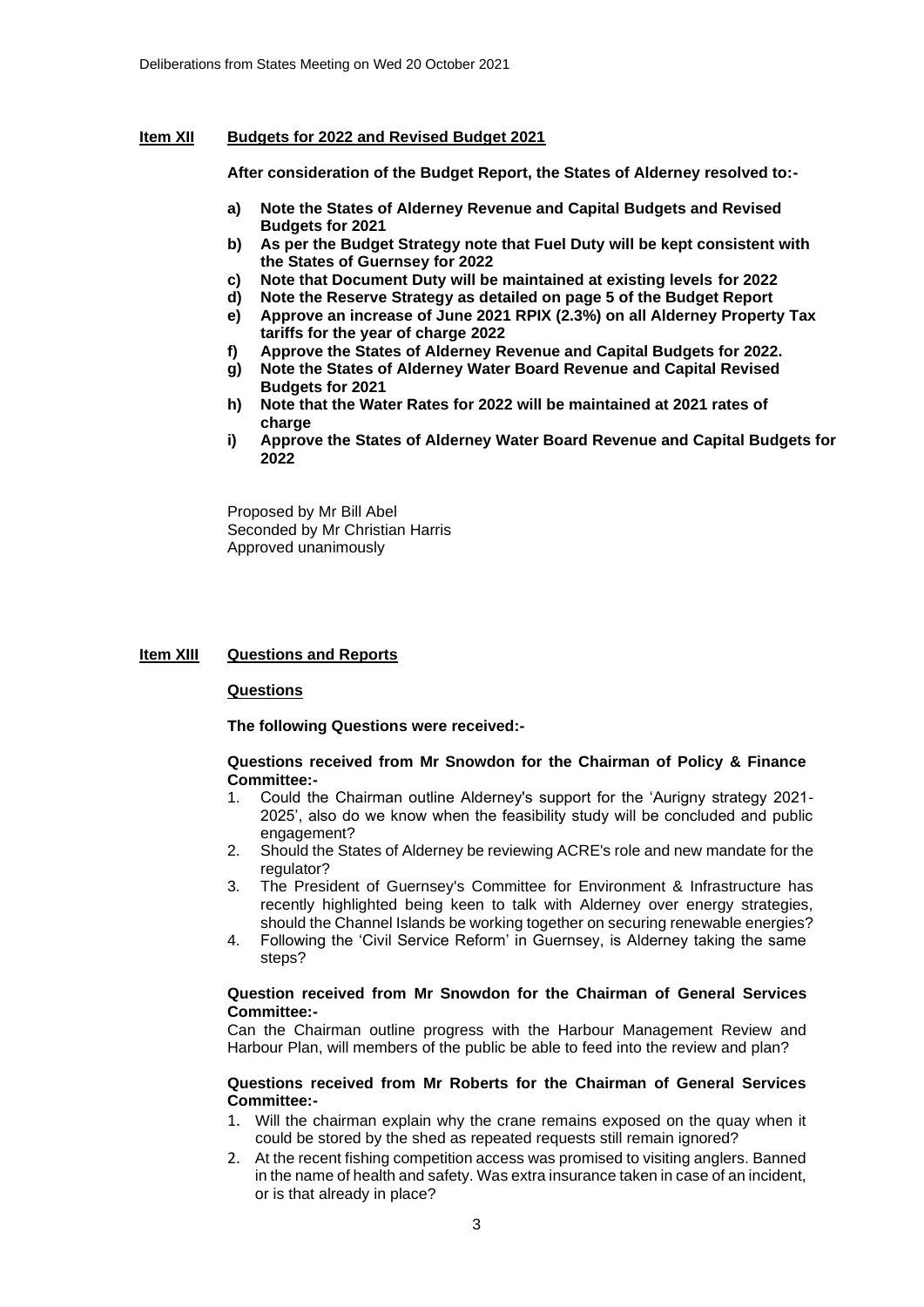## Item XII Budgets for 2022 and Revised Budget 2021

**After consideration of the Budget Report, the States of Alderney resolved to:-**

- **a) Note the States of Alderney Revenue and Capital Budgets and Revised Budgets for 2021**
- **b) As per the Budget Strategy note that Fuel Duty will be kept consistent with the States of Guernsey for 2022**
- **c) Note that Document Duty will be maintained at existing levels for 2022**
- **d) Note the Reserve Strategy as detailed on page 5 of the Budget Report**
- **e) Approve an increase of June 2021 RPIX (2.3%) on all Alderney Property Tax tariffs for the year of charge 2022**
- **f) Approve the States of Alderney Revenue and Capital Budgets for 2022.**
- **g) Note the States of Alderney Water Board Revenue and Capital Revised Budgets for 2021**
- **h) Note that the Water Rates for 2022 will be maintained at 2021 rates of charge**
- **i) Approve the States of Alderney Water Board Revenue and Capital Budgets for 2022**

Proposed by Mr Bill Abel
Seconded by Mr Christian Harris
Approved unanimously

## Item XIII Questions and Reports

### Questions

**The following Questions were received:-**

**Questions received from Mr Snowdon for the Chairman of Policy & Finance Committee:-**

1. Could the Chairman outline Alderney's support for the 'Aurigny strategy 2021-2025', also do we know when the feasibility study will be concluded and public engagement?
2. Should the States of Alderney be reviewing ACRE's role and new mandate for the regulator?
3. The President of Guernsey's Committee for Environment & Infrastructure has recently highlighted being keen to talk with Alderney over energy strategies, should the Channel Islands be working together on securing renewable energies?
4. Following the 'Civil Service Reform' in Guernsey, is Alderney taking the same steps?

**Question received from Mr Snowdon for the Chairman of General Services Committee:-**

Can the Chairman outline progress with the Harbour Management Review and Harbour Plan, will members of the public be able to feed into the review and plan?

**Questions received from Mr Roberts for the Chairman of General Services Committee:-**

1. Will the chairman explain why the crane remains exposed on the quay when it could be stored by the shed as repeated requests still remain ignored?
2. At the recent fishing competition access was promised to visiting anglers. Banned in the name of health and safety. Was extra insurance taken in case of an incident, or is that already in place?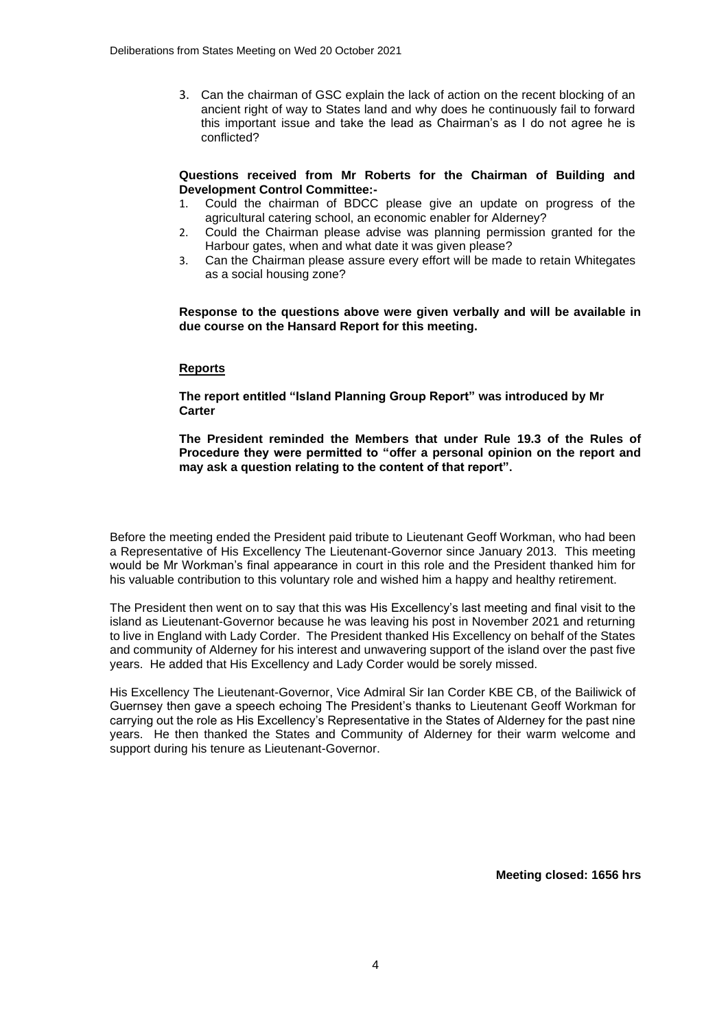3. Can the chairman of GSC explain the lack of action on the recent blocking of an ancient right of way to States land and why does he continuously fail to forward this important issue and take the lead as Chairman's as I do not agree he is conflicted?

**Questions received from Mr Roberts for the Chairman of Building and Development Control Committee:-**

1. Could the chairman of BDCC please give an update on progress of the agricultural catering school, an economic enabler for Alderney?
2. Could the Chairman please advise was planning permission granted for the Harbour gates, when and what date it was given please?
3. Can the Chairman please assure every effort will be made to retain Whitegates as a social housing zone?

**Response to the questions above were given verbally and will be available in due course on the Hansard Report for this meeting.**

**Reports**

**The report entitled "Island Planning Group Report" was introduced by Mr Carter**

**The President reminded the Members that under Rule 19.3 of the Rules of Procedure they were permitted to "offer a personal opinion on the report and may ask a question relating to the content of that report".**

Before the meeting ended the President paid tribute to Lieutenant Geoff Workman, who had been a Representative of His Excellency The Lieutenant-Governor since January 2013. This meeting would be Mr Workman's final appearance in court in this role and the President thanked him for his valuable contribution to this voluntary role and wished him a happy and healthy retirement.

The President then went on to say that this was His Excellency's last meeting and final visit to the island as Lieutenant-Governor because he was leaving his post in November 2021 and returning to live in England with Lady Corder. The President thanked His Excellency on behalf of the States and community of Alderney for his interest and unwavering support of the island over the past five years. He added that His Excellency and Lady Corder would be sorely missed.

His Excellency The Lieutenant-Governor, Vice Admiral Sir Ian Corder KBE CB, of the Bailiwick of Guernsey then gave a speech echoing The President's thanks to Lieutenant Geoff Workman for carrying out the role as His Excellency's Representative in the States of Alderney for the past nine years. He then thanked the States and Community of Alderney for their warm welcome and support during his tenure as Lieutenant-Governor.

**Meeting closed: 1656 hrs**